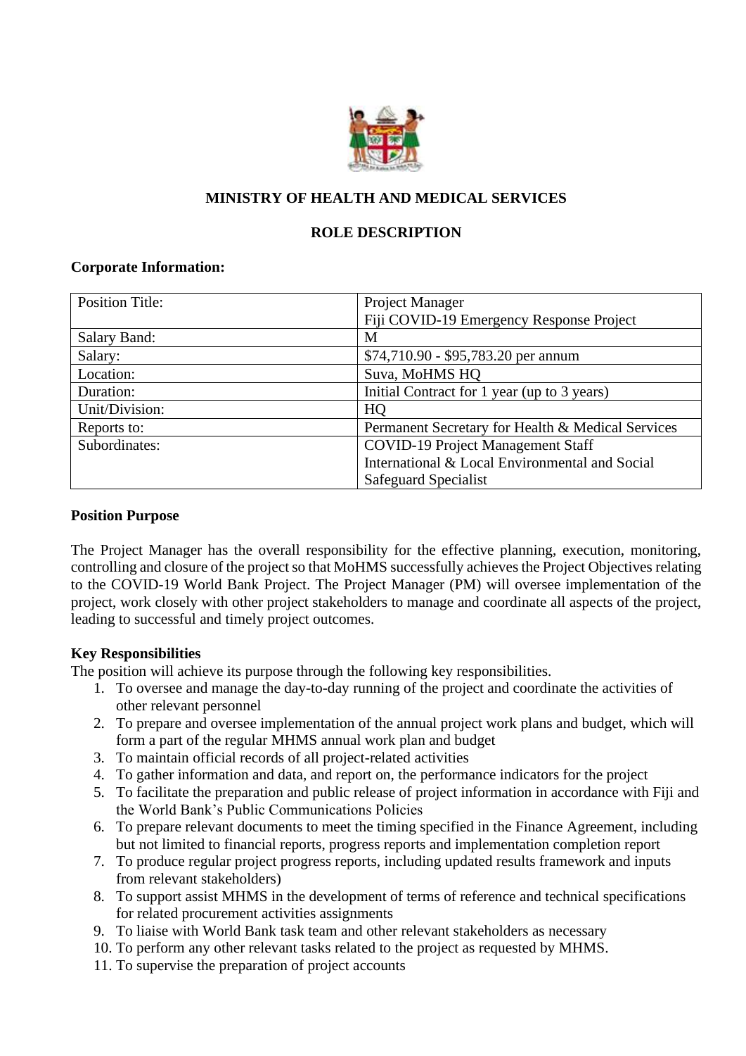**MINISTRY OF HEALTH AND MEDICAL SERVICES**

**ROLE DESCRIPTION**

**Corporate Information:**

| Position Title: | Project Manager<br>Fiji COVID-19 Emergency Response Project |
|---|---|
| Salary Band: | M |
| Salary: | $74,710.90 - $95,783.20 per annum |
| Location: | Suva, MoHMS HQ |
| Duration: | Initial Contract for 1 year (up to 3 years) |
| Unit/Division: | HQ |
| Reports to: | Permanent Secretary for Health & Medical Services |
| Subordinates: | COVID-19 Project Management Staff<br>International & Local Environmental and Social Safeguard Specialist |

**Position Purpose**

The Project Manager has the overall responsibility for the effective planning, execution, monitoring, controlling and closure of the project so that MoHMS successfully achieves the Project Objectives relating to the COVID-19 World Bank Project. The Project Manager (PM) will oversee implementation of the project, work closely with other project stakeholders to manage and coordinate all aspects of the project, leading to successful and timely project outcomes.

**Key Responsibilities**

The position will achieve its purpose through the following key responsibilities.

1. To oversee and manage the day-to-day running of the project and coordinate the activities of other relevant personnel
2. To prepare and oversee implementation of the annual project work plans and budget, which will form a part of the regular MHMS annual work plan and budget
3. To maintain official records of all project-related activities
4. To gather information and data, and report on, the performance indicators for the project
5. To facilitate the preparation and public release of project information in accordance with Fiji and the World Bank's Public Communications Policies
6. To prepare relevant documents to meet the timing specified in the Finance Agreement, including but not limited to financial reports, progress reports and implementation completion report
7. To produce regular project progress reports, including updated results framework and inputs from relevant stakeholders)
8. To support assist MHMS in the development of terms of reference and technical specifications for related procurement activities assignments
9. To liaise with World Bank task team and other relevant stakeholders as necessary
10. To perform any other relevant tasks related to the project as requested by MHMS.
11. To supervise the preparation of project accounts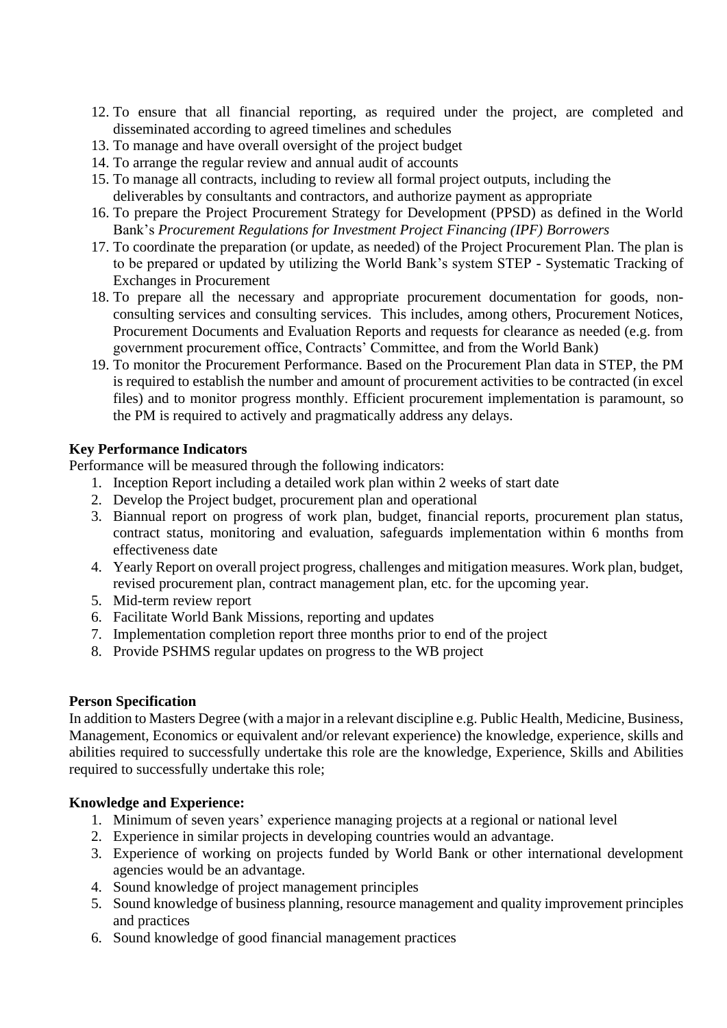12. To ensure that all financial reporting, as required under the project, are completed and disseminated according to agreed timelines and schedules
13. To manage and have overall oversight of the project budget
14. To arrange the regular review and annual audit of accounts
15. To manage all contracts, including to review all formal project outputs, including the deliverables by consultants and contractors, and authorize payment as appropriate
16. To prepare the Project Procurement Strategy for Development (PPSD) as defined in the World Bank's *Procurement Regulations for Investment Project Financing (IPF) Borrowers*
17. To coordinate the preparation (or update, as needed) of the Project Procurement Plan. The plan is to be prepared or updated by utilizing the World Bank's system STEP - Systematic Tracking of Exchanges in Procurement
18. To prepare all the necessary and appropriate procurement documentation for goods, non-consulting services and consulting services. This includes, among others, Procurement Notices, Procurement Documents and Evaluation Reports and requests for clearance as needed (e.g. from government procurement office, Contracts' Committee, and from the World Bank)
19. To monitor the Procurement Performance. Based on the Procurement Plan data in STEP, the PM is required to establish the number and amount of procurement activities to be contracted (in excel files) and to monitor progress monthly. Efficient procurement implementation is paramount, so the PM is required to actively and pragmatically address any delays.

**Key Performance Indicators**

Performance will be measured through the following indicators:

1. Inception Report including a detailed work plan within 2 weeks of start date
2. Develop the Project budget, procurement plan and operational
3. Biannual report on progress of work plan, budget, financial reports, procurement plan status, contract status, monitoring and evaluation, safeguards implementation within 6 months from effectiveness date
4. Yearly Report on overall project progress, challenges and mitigation measures. Work plan, budget, revised procurement plan, contract management plan, etc. for the upcoming year.
5. Mid-term review report
6. Facilitate World Bank Missions, reporting and updates
7. Implementation completion report three months prior to end of the project
8. Provide PSHMS regular updates on progress to the WB project

**Person Specification**

In addition to Masters Degree (with a major in a relevant discipline e.g. Public Health, Medicine, Business, Management, Economics or equivalent and/or relevant experience) the knowledge, experience, skills and abilities required to successfully undertake this role are the knowledge, Experience, Skills and Abilities required to successfully undertake this role;

**Knowledge and Experience:**

1. Minimum of seven years' experience managing projects at a regional or national level
2. Experience in similar projects in developing countries would an advantage.
3. Experience of working on projects funded by World Bank or other international development agencies would be an advantage.
4. Sound knowledge of project management principles
5. Sound knowledge of business planning, resource management and quality improvement principles and practices
6. Sound knowledge of good financial management practices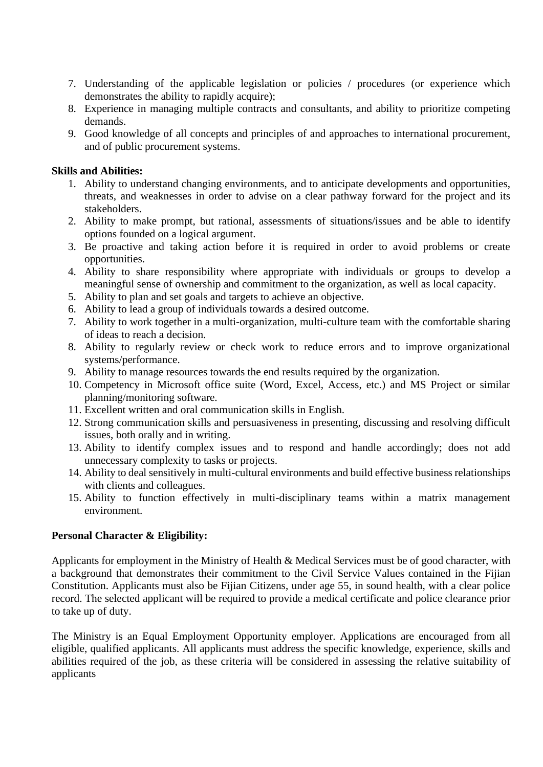7. Understanding of the applicable legislation or policies / procedures (or experience which demonstrates the ability to rapidly acquire);
8. Experience in managing multiple contracts and consultants, and ability to prioritize competing demands.
9. Good knowledge of all concepts and principles of and approaches to international procurement, and of public procurement systems.

**Skills and Abilities:**

1. Ability to understand changing environments, and to anticipate developments and opportunities, threats, and weaknesses in order to advise on a clear pathway forward for the project and its stakeholders.
2. Ability to make prompt, but rational, assessments of situations/issues and be able to identify options founded on a logical argument.
3. Be proactive and taking action before it is required in order to avoid problems or create opportunities.
4. Ability to share responsibility where appropriate with individuals or groups to develop a meaningful sense of ownership and commitment to the organization, as well as local capacity.
5. Ability to plan and set goals and targets to achieve an objective.
6. Ability to lead a group of individuals towards a desired outcome.
7. Ability to work together in a multi-organization, multi-culture team with the comfortable sharing of ideas to reach a decision.
8. Ability to regularly review or check work to reduce errors and to improve organizational systems/performance.
9. Ability to manage resources towards the end results required by the organization.
10. Competency in Microsoft office suite (Word, Excel, Access, etc.) and MS Project or similar planning/monitoring software.
11. Excellent written and oral communication skills in English.
12. Strong communication skills and persuasiveness in presenting, discussing and resolving difficult issues, both orally and in writing.
13. Ability to identify complex issues and to respond and handle accordingly; does not add unnecessary complexity to tasks or projects.
14. Ability to deal sensitively in multi-cultural environments and build effective business relationships with clients and colleagues.
15. Ability to function effectively in multi-disciplinary teams within a matrix management environment.

**Personal Character & Eligibility:**

Applicants for employment in the Ministry of Health & Medical Services must be of good character, with a background that demonstrates their commitment to the Civil Service Values contained in the Fijian Constitution. Applicants must also be Fijian Citizens, under age 55, in sound health, with a clear police record. The selected applicant will be required to provide a medical certificate and police clearance prior to take up of duty.

The Ministry is an Equal Employment Opportunity employer. Applications are encouraged from all eligible, qualified applicants. All applicants must address the specific knowledge, experience, skills and abilities required of the job, as these criteria will be considered in assessing the relative suitability of applicants